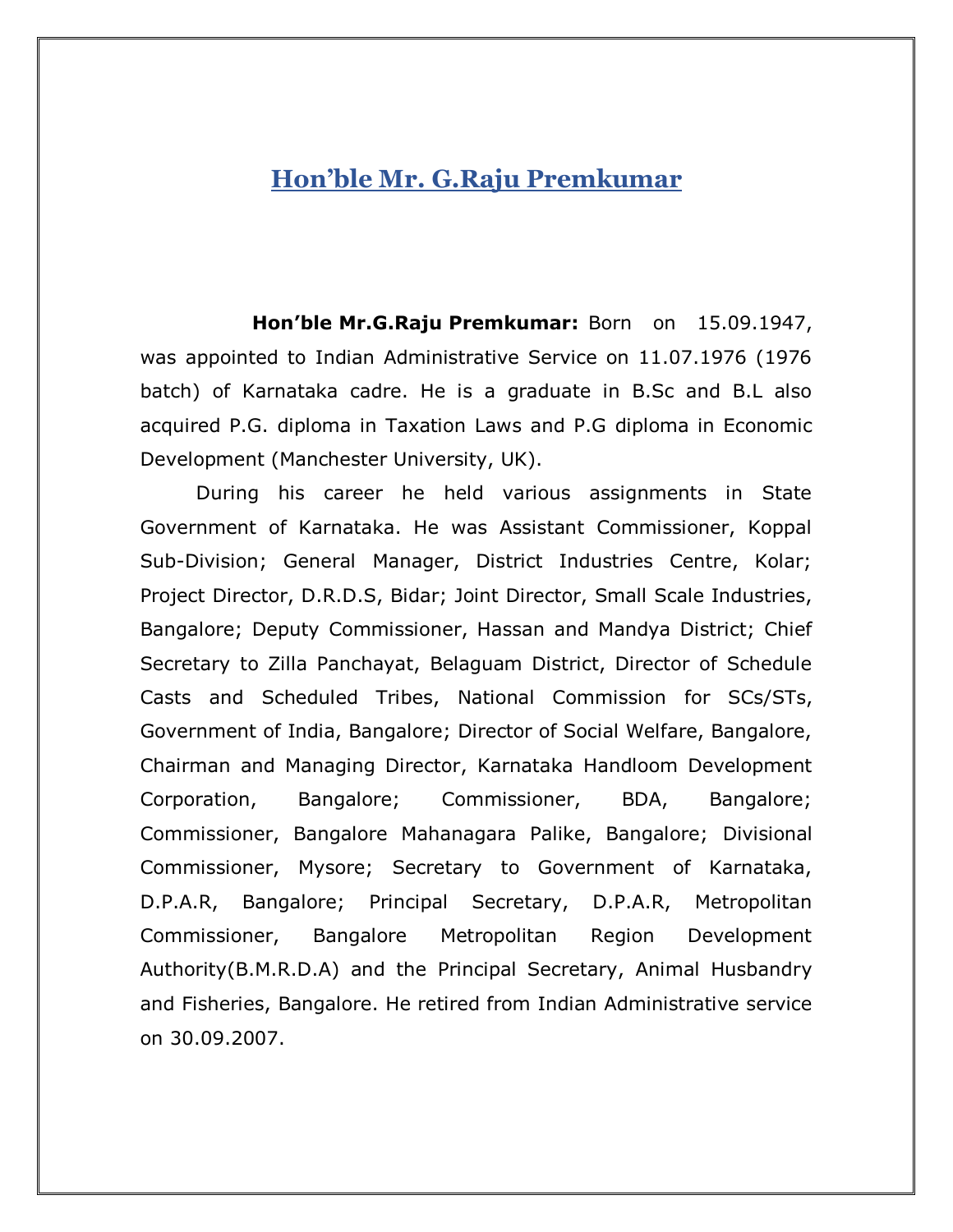# Hon'ble Mr. G.Raju Premkumar

**Hon'ble Mr.G.Raju Premkumar:** Born on 15.09.1947, was appointed to Indian Administrative Service on 11.07.1976 (1976 batch) of Karnataka cadre. He is a graduate in B.Sc and B.L also acquired P.G. diploma in Taxation Laws and P.G diploma in Economic Development (Manchester University, UK).

During his career he held various assignments in State Government of Karnataka. He was Assistant Commissioner, Koppal Sub-Division; General Manager, District Industries Centre, Kolar; Project Director, D.R.D.S, Bidar; Joint Director, Small Scale Industries, Bangalore; Deputy Commissioner, Hassan and Mandya District; Chief Secretary to Zilla Panchayat, Belaguam District, Director of Schedule Casts and Scheduled Tribes, National Commission for SCs/STs, Government of India, Bangalore; Director of Social Welfare, Bangalore, Chairman and Managing Director, Karnataka Handloom Development Corporation, Bangalore; Commissioner, BDA, Bangalore; Commissioner, Bangalore Mahanagara Palike, Bangalore; Divisional Commissioner, Mysore; Secretary to Government of Karnataka, D.P.A.R, Bangalore; Principal Secretary, D.P.A.R, Metropolitan Commissioner, Bangalore Metropolitan Region Development Authority(B.M.R.D.A) and the Principal Secretary, Animal Husbandry and Fisheries, Bangalore. He retired from Indian Administrative service on 30.09.2007.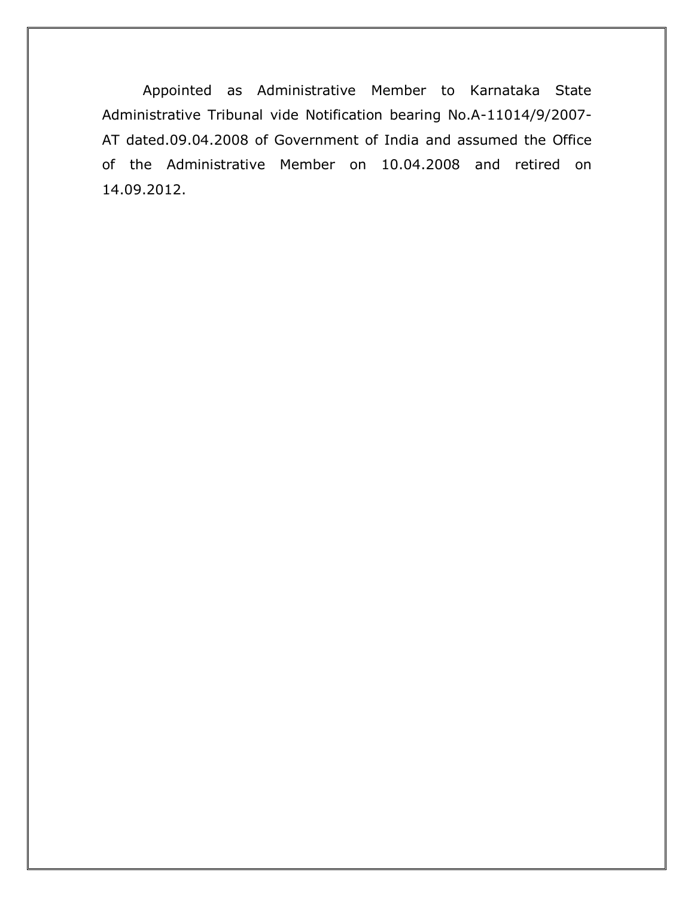Appointed as Administrative Member to Karnataka State Administrative Tribunal vide Notification bearing No.A-11014/9/2007-AT dated.09.04.2008 of Government of India and assumed the Office of the Administrative Member on 10.04.2008 and retired on 14.09.2012.